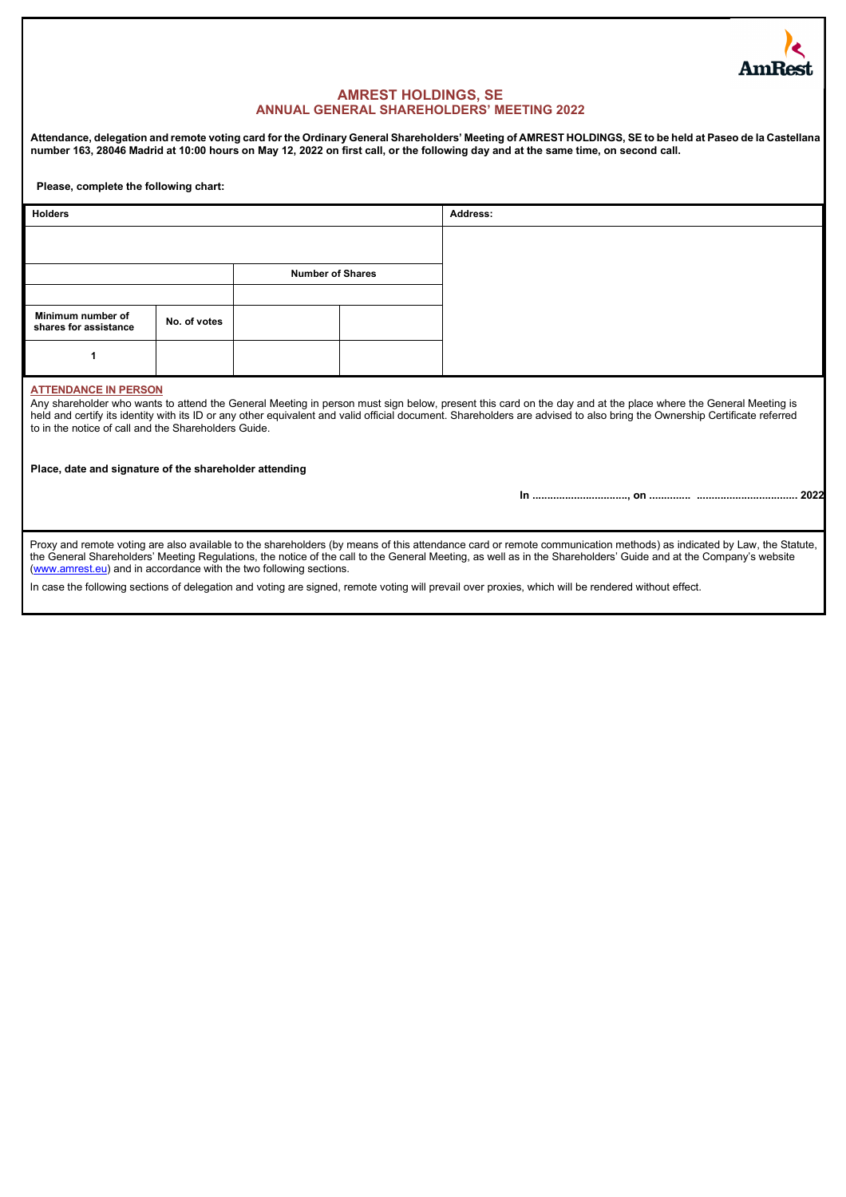# AMREST HOLDINGS, SE

## ANNUAL GENERAL SHAREHOLDERS' MEETING 2022

**Attendance, delegation and remote voting card for the Ordinary General Shareholders' Meeting of AMREST HOLDINGS, SE to be held at Paseo de la Castellana number 163, 28046 Madrid at 10:00 hours on May 12, 2022 on first call, or the following day and at the same time, on second call.**

**Please, complete the following chart:**

| **Holders** | | | | **Address:** |
|---|---|---|---|---|
| | | | | |
| | | **Number of Shares** | | |
| | | | | |
| **Minimum number of shares for assistance** | **No. of votes** | | | |
| **1** | | | | |

**ATTENDANCE IN PERSON**

Any shareholder who wants to attend the General Meeting in person must sign below, present this card on the day and at the place where the General Meeting is held and certify its identity with its ID or any other equivalent and valid official document. Shareholders are advised to also bring the Ownership Certificate referred to in the notice of call and the Shareholders Guide.

**Place, date and signature of the shareholder attending**

**In ................................, on .............  ................................. 2022**

Proxy and remote voting are also available to the shareholders (by means of this attendance card or remote communication methods) as indicated by Law, the Statute, the General Shareholders' Meeting Regulations, the notice of the call to the General Meeting, as well as in the Shareholders' Guide and at the Company's website (www.amrest.eu) and in accordance with the two following sections.

In case the following sections of delegation and voting are signed, remote voting will prevail over proxies, which will be rendered without effect.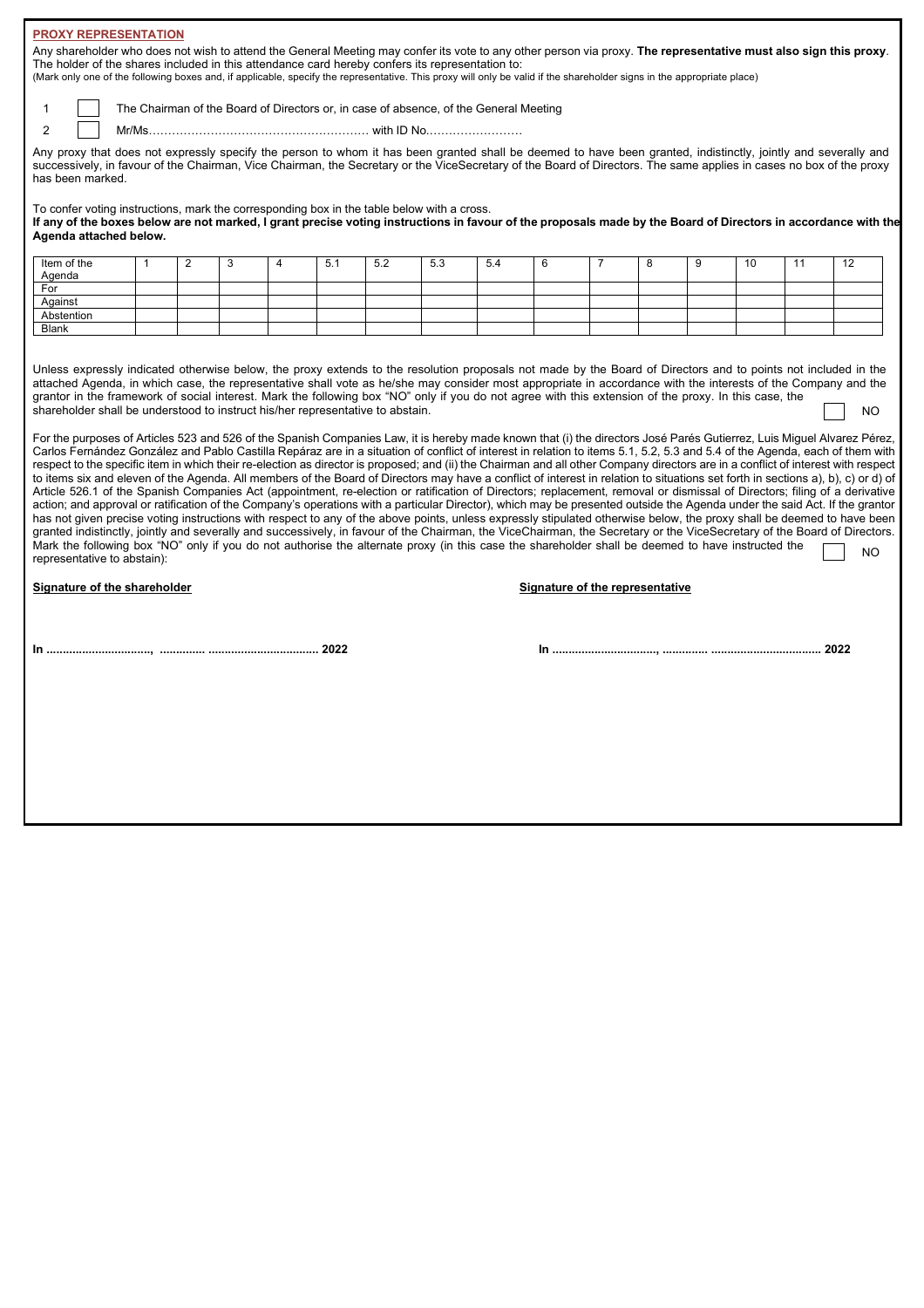## PROXY REPRESENTATION

Any shareholder who does not wish to attend the General Meeting may confer its vote to any other person via proxy. **The representative must also sign this proxy**. The holder of the shares included in this attendance card hereby confers its representation to:

(Mark only one of the following boxes and, if applicable, specify the representative. This proxy will only be valid if the shareholder signs in the appropriate place)

1 ☐ The Chairman of the Board of Directors or, in case of absence, of the General Meeting

2 ☐ Mr/Ms………………………………………………… with ID No.……………………

Any proxy that does not expressly specify the person to whom it has been granted shall be deemed to have been granted, indistinctly, jointly and severally and successively, in favour of the Chairman, Vice Chairman, the Secretary or the ViceSecretary of the Board of Directors. The same applies in cases no box of the proxy has been marked.

To confer voting instructions, mark the corresponding box in the table below with a cross.

**If any of the boxes below are not marked, I grant precise voting instructions in favour of the proposals made by the Board of Directors in accordance with the Agenda attached below.**

| Item of the Agenda | 1 | 2 | 3 | 4 | 5.1 | 5.2 | 5.3 | 5.4 | 6 | 7 | 8 | 9 | 10 | 11 | 12 |
|---|---|---|---|---|---|---|---|---|---|---|---|---|---|---|---|
| For | | | | | | | | | | | | | | | |
| Against | | | | | | | | | | | | | | | |
| Abstention | | | | | | | | | | | | | | | |
| Blank | | | | | | | | | | | | | | | |

Unless expressly indicated otherwise below, the proxy extends to the resolution proposals not made by the Board of Directors and to points not included in the attached Agenda, in which case, the representative shall vote as he/she may consider most appropriate in accordance with the interests of the Company and the grantor in the framework of social interest. Mark the following box "NO" only if you do not agree with this extension of the proxy. In this case, the shareholder shall be understood to instruct his/her representative to abstain. ☐ NO

For the purposes of Articles 523 and 526 of the Spanish Companies Law, it is hereby made known that (i) the directors José Parés Gutierrez, Luis Miguel Alvarez Pérez, Carlos Fernández González and Pablo Castilla Repáraz are in a situation of conflict of interest in relation to items 5.1, 5.2, 5.3 and 5.4 of the Agenda, each of them with respect to the specific item in which their re-election as director is proposed; and (ii) the Chairman and all other Company directors are in a conflict of interest with respect to items six and eleven of the Agenda. All members of the Board of Directors may have a conflict of interest in relation to situations set forth in sections a), b), c) or d) of Article 526.1 of the Spanish Companies Act (appointment, re-election or ratification of Directors; replacement, removal or dismissal of Directors; filing of a derivative action; and approval or ratification of the Company's operations with a particular Director), which may be presented outside the Agenda under the said Act. If the grantor has not given precise voting instructions with respect to any of the above points, unless expressly stipulated otherwise below, the proxy shall be deemed to have been granted indistinctly, jointly and severally and successively, in favour of the Chairman, the ViceChairman, the Secretary or the ViceSecretary of the Board of Directors. Mark the following box "NO" only if you do not authorise the alternate proxy (in this case the shareholder shall be deemed to have instructed the representative to abstain): ☐ NO

**Signature of the shareholder**

**In ................................, ............. ................................. 2022**

**Signature of the representative**

**In ................................, ............. ................................. 2022**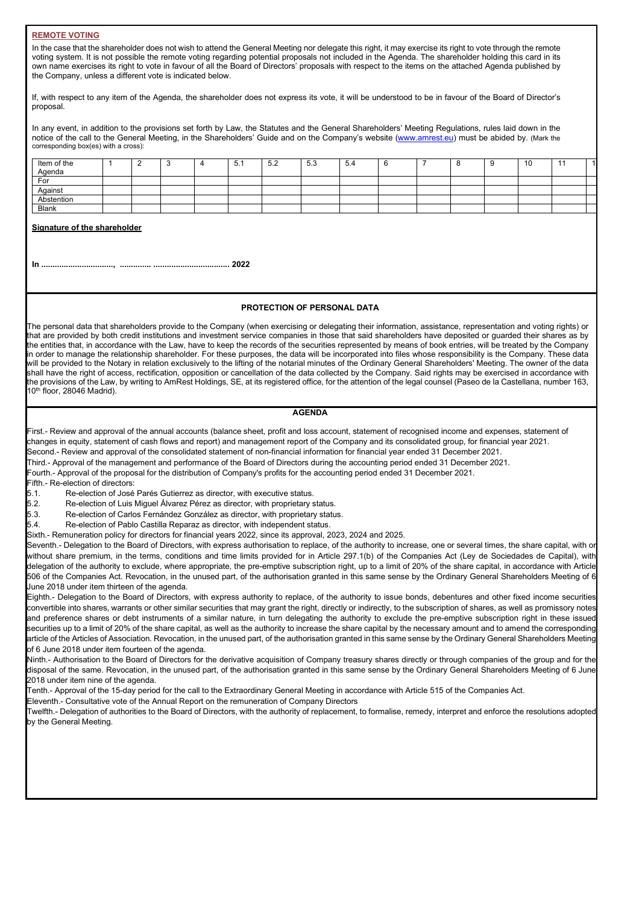**REMOTE VOTING**

In the case that the shareholder does not wish to attend the General Meeting nor delegate this right, it may exercise its right to vote through the remote voting system. It is not possible the remote voting regarding potential proposals not included in the Agenda. The shareholder holding this card in its own name exercises its right to vote in favour of all the Board of Directors' proposals with respect to the items on the attached Agenda published by the Company, unless a different vote is indicated below.

If, with respect to any item of the Agenda, the shareholder does not express its vote, it will be understood to be in favour of the Board of Director's proposal.

In any event, in addition to the provisions set forth by Law, the Statutes and the General Shareholders' Meeting Regulations, rules laid down in the notice of the call to the General Meeting, in the Shareholders' Guide and on the Company's website (www.amrest.eu) must be abided by. (Mark the corresponding box(es) with a cross):

| Item of the Agenda | 1 | 2 | 3 | 4 | 5.1 | 5.2 | 5.3 | 5.4 | 6 | 7 | 8 | 9 | 10 | 11 | 1 |
|---|---|---|---|---|---|---|---|---|---|---|---|---|---|---|---|
| For | | | | | | | | | | | | | | | |
| Against | | | | | | | | | | | | | | | |
| Abstention | | | | | | | | | | | | | | | |
| Blank | | | | | | | | | | | | | | | |

**Signature of the shareholder**

**In ................................, .............. .................................. 2022**

**PROTECTION OF PERSONAL DATA**

The personal data that shareholders provide to the Company (when exercising or delegating their information, assistance, representation and voting rights) or that are provided by both credit institutions and investment service companies in those that said shareholders have deposited or guarded their shares as by the entities that, in accordance with the Law, have to keep the records of the securities represented by means of book entries, will be treated by the Company in order to manage the relationship shareholder. For these purposes, the data will be incorporated into files whose responsibility is the Company. These data will be provided to the Notary in relation exclusively to the lifting of the notarial minutes of the Ordinary General Shareholders' Meeting. The owner of the data shall have the right of access, rectification, opposition or cancellation of the data collected by the Company. Said rights may be exercised in accordance with the provisions of the Law, by writing to AmRest Holdings, SE, at its registered office, for the attention of the legal counsel (Paseo de la Castellana, number 163, 10th floor, 28046 Madrid).

**AGENDA**

First.- Review and approval of the annual accounts (balance sheet, profit and loss account, statement of recognised income and expenses, statement of changes in equity, statement of cash flows and report) and management report of the Company and its consolidated group, for financial year 2021.

Second.- Review and approval of the consolidated statement of non-financial information for financial year ended 31 December 2021.

Third.- Approval of the management and performance of the Board of Directors during the accounting period ended 31 December 2021.

Fourth.- Approval of the proposal for the distribution of Company's profits for the accounting period ended 31 December 2021.

Fifth.- Re-election of directors:

5.1. Re-election of José Parés Gutierrez as director, with executive status.

5.2. Re-election of Luis Miguel Álvarez Pérez as director, with proprietary status.

5.3. Re-election of Carlos Fernández González as director, with proprietary status.

5.4. Re-election of Pablo Castilla Reparaz as director, with independent status.

Sixth.- Remuneration policy for directors for financial years 2022, since its approval, 2023, 2024 and 2025.

Seventh.- Delegation to the Board of Directors, with express authorisation to replace, of the authority to increase, one or several times, the share capital, with or without share premium, in the terms, conditions and time limits provided for in Article 297.1(b) of the Companies Act (Ley de Sociedades de Capital), with delegation of the authority to exclude, where appropriate, the pre-emptive subscription right, up to a limit of 20% of the share capital, in accordance with Article 506 of the Companies Act. Revocation, in the unused part, of the authorisation granted in this same sense by the Ordinary General Shareholders Meeting of 6 June 2018 under item thirteen of the agenda.

Eighth.- Delegation to the Board of Directors, with express authority to replace, of the authority to issue bonds, debentures and other fixed income securities convertible into shares, warrants or other similar securities that may grant the right, directly or indirectly, to the subscription of shares, as well as promissory notes and preference shares or debt instruments of a similar nature, in turn delegating the authority to exclude the pre-emptive subscription right in these issued securities up to a limit of 20% of the share capital, as well as the authority to increase the share capital by the necessary amount and to amend the corresponding article of the Articles of Association. Revocation, in the unused part, of the authorisation granted in this same sense by the Ordinary General Shareholders Meeting of 6 June 2018 under item fourteen of the agenda.

Ninth.- Authorisation to the Board of Directors for the derivative acquisition of Company treasury shares directly or through companies of the group and for the disposal of the same. Revocation, in the unused part, of the authorisation granted in this same sense by the Ordinary General Shareholders Meeting of 6 June 2018 under item nine of the agenda.

Tenth.- Approval of the 15-day period for the call to the Extraordinary General Meeting in accordance with Article 515 of the Companies Act.

Eleventh.- Consultative vote of the Annual Report on the remuneration of Company Directors

Twelfth.- Delegation of authorities to the Board of Directors, with the authority of replacement, to formalise, remedy, interpret and enforce the resolutions adopted by the General Meeting.